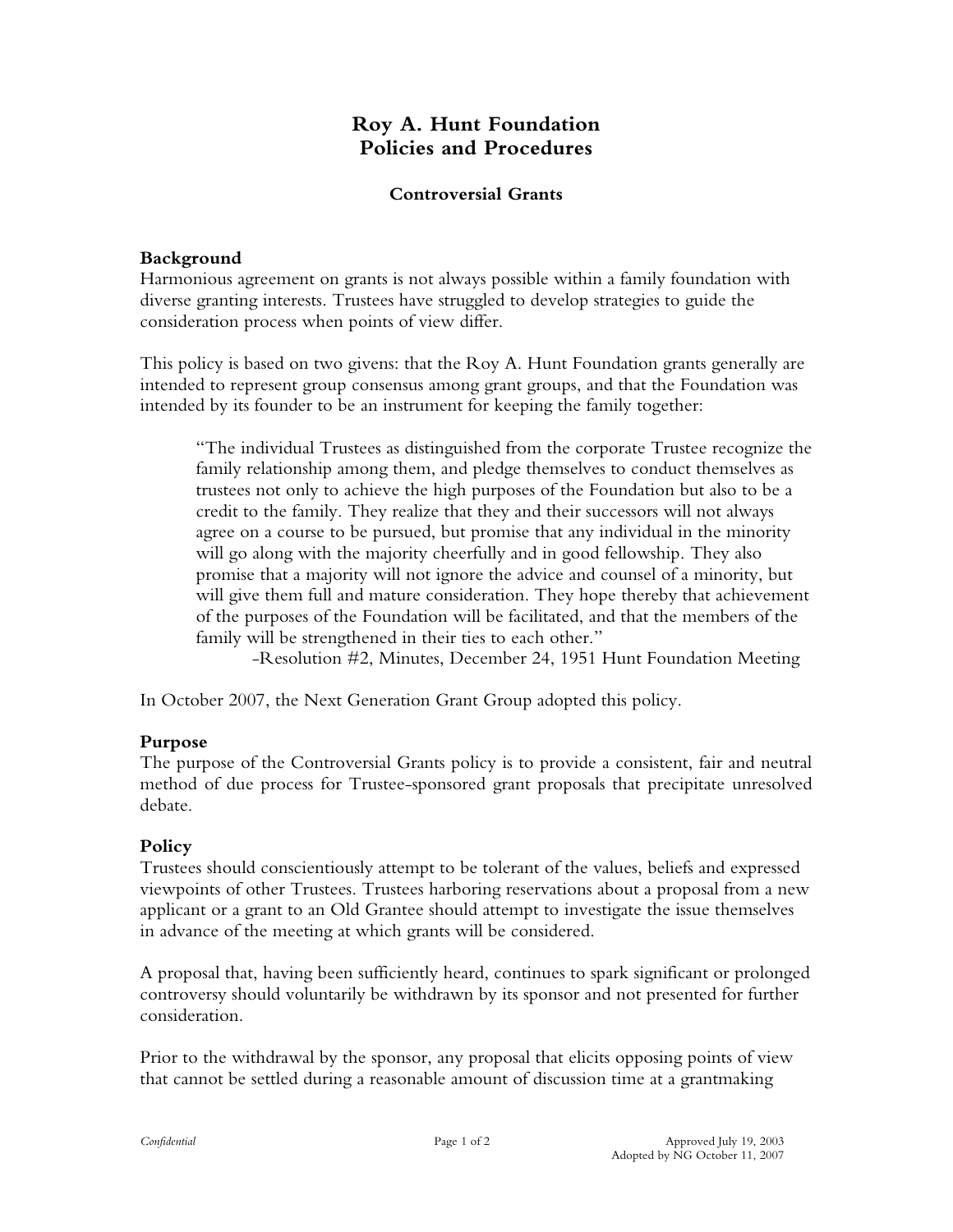# Roy A. Hunt Foundation
# Policies and Procedures

### Controversial Grants

**Background**
Harmonious agreement on grants is not always possible within a family foundation with diverse granting interests. Trustees have struggled to develop strategies to guide the consideration process when points of view differ.

This policy is based on two givens: that the Roy A. Hunt Foundation grants generally are intended to represent group consensus among grant groups, and that the Foundation was intended by its founder to be an instrument for keeping the family together:

> "The individual Trustees as distinguished from the corporate Trustee recognize the family relationship among them, and pledge themselves to conduct themselves as trustees not only to achieve the high purposes of the Foundation but also to be a credit to the family. They realize that they and their successors will not always agree on a course to be pursued, but promise that any individual in the minority will go along with the majority cheerfully and in good fellowship. They also promise that a majority will not ignore the advice and counsel of a minority, but will give them full and mature consideration. They hope thereby that achievement of the purposes of the Foundation will be facilitated, and that the members of the family will be strengthened in their ties to each other."
>
> -Resolution #2, Minutes, December 24, 1951 Hunt Foundation Meeting

In October 2007, the Next Generation Grant Group adopted this policy.

**Purpose**
The purpose of the Controversial Grants policy is to provide a consistent, fair and neutral method of due process for Trustee-sponsored grant proposals that precipitate unresolved debate.

**Policy**
Trustees should conscientiously attempt to be tolerant of the values, beliefs and expressed viewpoints of other Trustees. Trustees harboring reservations about a proposal from a new applicant or a grant to an Old Grantee should attempt to investigate the issue themselves in advance of the meeting at which grants will be considered.

A proposal that, having been sufficiently heard, continues to spark significant or prolonged controversy should voluntarily be withdrawn by its sponsor and not presented for further consideration.

Prior to the withdrawal by the sponsor, any proposal that elicits opposing points of view that cannot be settled during a reasonable amount of discussion time at a grantmaking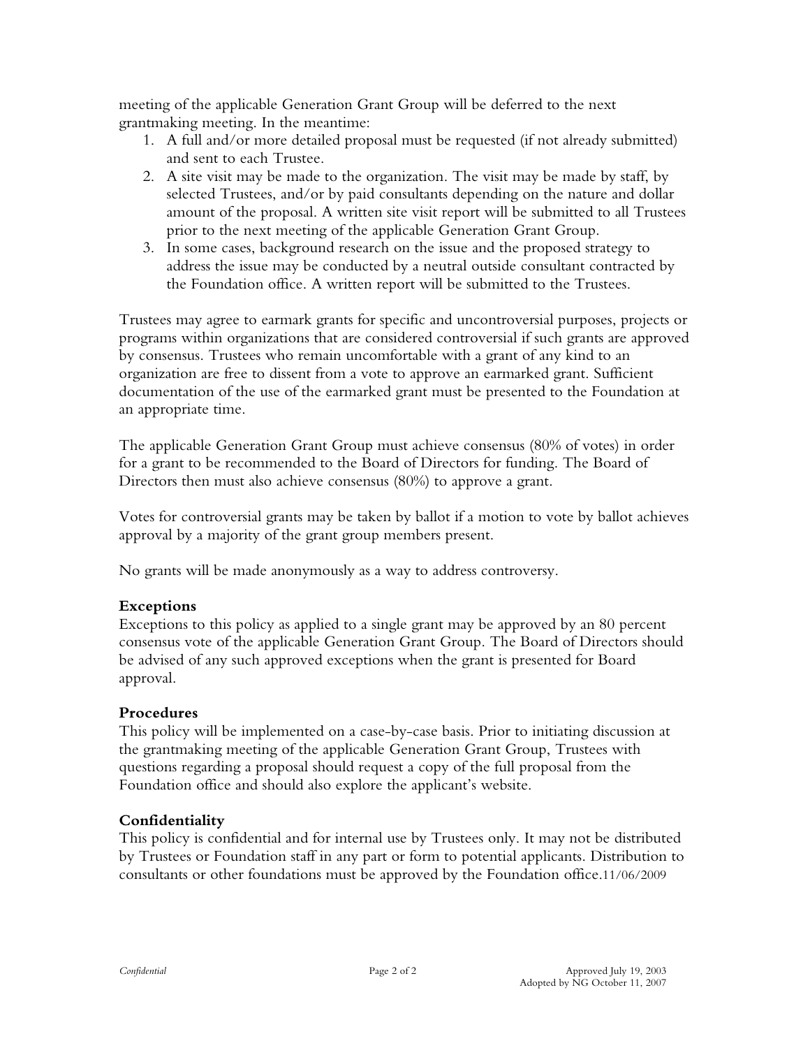meeting of the applicable Generation Grant Group will be deferred to the next grantmaking meeting. In the meantime:

1. A full and/or more detailed proposal must be requested (if not already submitted) and sent to each Trustee.
2. A site visit may be made to the organization. The visit may be made by staff, by selected Trustees, and/or by paid consultants depending on the nature and dollar amount of the proposal. A written site visit report will be submitted to all Trustees prior to the next meeting of the applicable Generation Grant Group.
3. In some cases, background research on the issue and the proposed strategy to address the issue may be conducted by a neutral outside consultant contracted by the Foundation office. A written report will be submitted to the Trustees.

Trustees may agree to earmark grants for specific and uncontroversial purposes, projects or programs within organizations that are considered controversial if such grants are approved by consensus. Trustees who remain uncomfortable with a grant of any kind to an organization are free to dissent from a vote to approve an earmarked grant. Sufficient documentation of the use of the earmarked grant must be presented to the Foundation at an appropriate time.

The applicable Generation Grant Group must achieve consensus (80% of votes) in order for a grant to be recommended to the Board of Directors for funding. The Board of Directors then must also achieve consensus (80%) to approve a grant.

Votes for controversial grants may be taken by ballot if a motion to vote by ballot achieves approval by a majority of the grant group members present.

No grants will be made anonymously as a way to address controversy.

**Exceptions**
Exceptions to this policy as applied to a single grant may be approved by an 80 percent consensus vote of the applicable Generation Grant Group. The Board of Directors should be advised of any such approved exceptions when the grant is presented for Board approval.

**Procedures**
This policy will be implemented on a case-by-case basis. Prior to initiating discussion at the grantmaking meeting of the applicable Generation Grant Group, Trustees with questions regarding a proposal should request a copy of the full proposal from the Foundation office and should also explore the applicant's website.

**Confidentiality**
This policy is confidential and for internal use by Trustees only. It may not be distributed by Trustees or Foundation staff in any part or form to potential applicants. Distribution to consultants or other foundations must be approved by the Foundation office.11/06/2009

*Confidential*

Approved July 19, 2003
Adopted by NG October 11, 2007